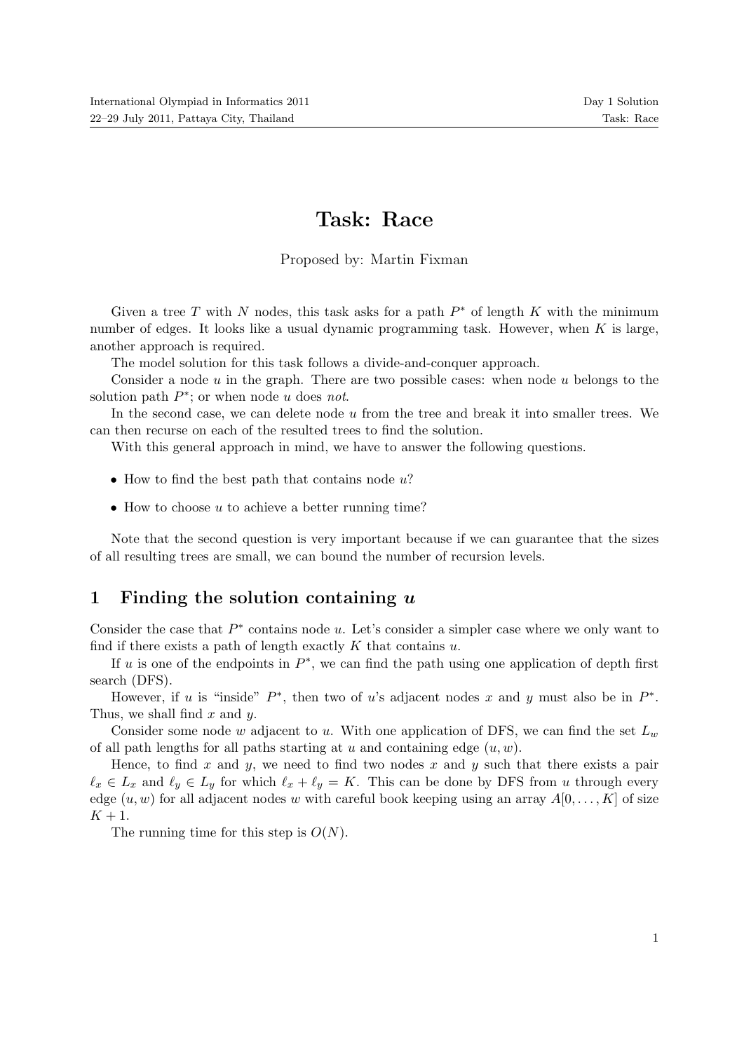# Task: Race

Proposed by: Martin Fixman

Given a tree $T$ with $N$ nodes, this task asks for a path $P^*$ of length $K$ with the minimum number of edges. It looks like a usual dynamic programming task. However, when $K$ is large, another approach is required.

The model solution for this task follows a divide-and-conquer approach.

Consider a node $u$ in the graph. There are two possible cases: when node $u$ belongs to the solution path $P^*$; or when node $u$ does *not*.

In the second case, we can delete node $u$ from the tree and break it into smaller trees. We can then recurse on each of the resulted trees to find the solution.

With this general approach in mind, we have to answer the following questions.

- How to find the best path that contains node $u$?
- How to choose $u$ to achieve a better running time?

Note that the second question is very important because if we can guarantee that the sizes of all resulting trees are small, we can bound the number of recursion levels.

## 1 Finding the solution containing $u$

Consider the case that $P^*$ contains node $u$. Let's consider a simpler case where we only want to find if there exists a path of length exactly $K$ that contains $u$.

If $u$ is one of the endpoints in $P^*$, we can find the path using one application of depth first search (DFS).

However, if $u$ is "inside" $P^*$, then two of $u$'s adjacent nodes $x$ and $y$ must also be in $P^*$. Thus, we shall find $x$ and $y$.

Consider some node $w$ adjacent to $u$. With one application of DFS, we can find the set $L_w$ of all path lengths for all paths starting at $u$ and containing edge $(u, w)$.

Hence, to find $x$ and $y$, we need to find two nodes $x$ and $y$ such that there exists a pair $\ell_x \in L_x$ and $\ell_y \in L_y$ for which $\ell_x + \ell_y = K$. This can be done by DFS from $u$ through every edge $(u, w)$ for all adjacent nodes $w$ with careful book keeping using an array $A[0, \ldots, K]$ of size $K + 1$.

The running time for this step is $O(N)$.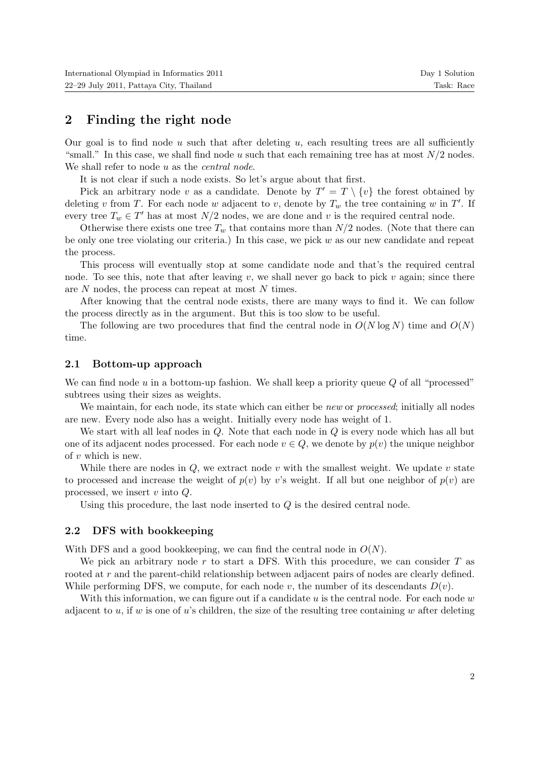## 2 Finding the right node

Our goal is to find node $u$ such that after deleting $u$, each resulting trees are all sufficiently "small." In this case, we shall find node $u$ such that each remaining tree has at most $N/2$ nodes. We shall refer to node $u$ as the *central node*.

It is not clear if such a node exists. So let's argue about that first.

Pick an arbitrary node $v$ as a candidate. Denote by $T' = T \setminus \{v\}$ the forest obtained by deleting $v$ from $T$. For each node $w$ adjacent to $v$, denote by $T_w$ the tree containing $w$ in $T'$. If every tree $T_w \in T'$ has at most $N/2$ nodes, we are done and $v$ is the required central node.

Otherwise there exists one tree $T_w$ that contains more than $N/2$ nodes. (Note that there can be only one tree violating our criteria.) In this case, we pick $w$ as our new candidate and repeat the process.

This process will eventually stop at some candidate node and that's the required central node. To see this, note that after leaving $v$, we shall never go back to pick $v$ again; since there are $N$ nodes, the process can repeat at most $N$ times.

After knowing that the central node exists, there are many ways to find it. We can follow the process directly as in the argument. But this is too slow to be useful.

The following are two procedures that find the central node in $O(N \log N)$ time and $O(N)$ time.

### 2.1 Bottom-up approach

We can find node $u$ in a bottom-up fashion. We shall keep a priority queue $Q$ of all "processed" subtrees using their sizes as weights.

We maintain, for each node, its state which can either be *new* or *processed*; initially all nodes are new. Every node also has a weight. Initially every node has weight of 1.

We start with all leaf nodes in $Q$. Note that each node in $Q$ is every node which has all but one of its adjacent nodes processed. For each node $v \in Q$, we denote by $p(v)$ the unique neighbor of $v$ which is new.

While there are nodes in $Q$, we extract node $v$ with the smallest weight. We update $v$ state to processed and increase the weight of $p(v)$ by $v$'s weight. If all but one neighbor of $p(v)$ are processed, we insert $v$ into $Q$.

Using this procedure, the last node inserted to $Q$ is the desired central node.

### 2.2 DFS with bookkeeping

With DFS and a good bookkeeping, we can find the central node in $O(N)$.

We pick an arbitrary node $r$ to start a DFS. With this procedure, we can consider $T$ as rooted at $r$ and the parent-child relationship between adjacent pairs of nodes are clearly defined. While performing DFS, we compute, for each node $v$, the number of its descendants $D(v)$.

With this information, we can figure out if a candidate $u$ is the central node. For each node $w$ adjacent to $u$, if $w$ is one of $u$'s children, the size of the resulting tree containing $w$ after deleting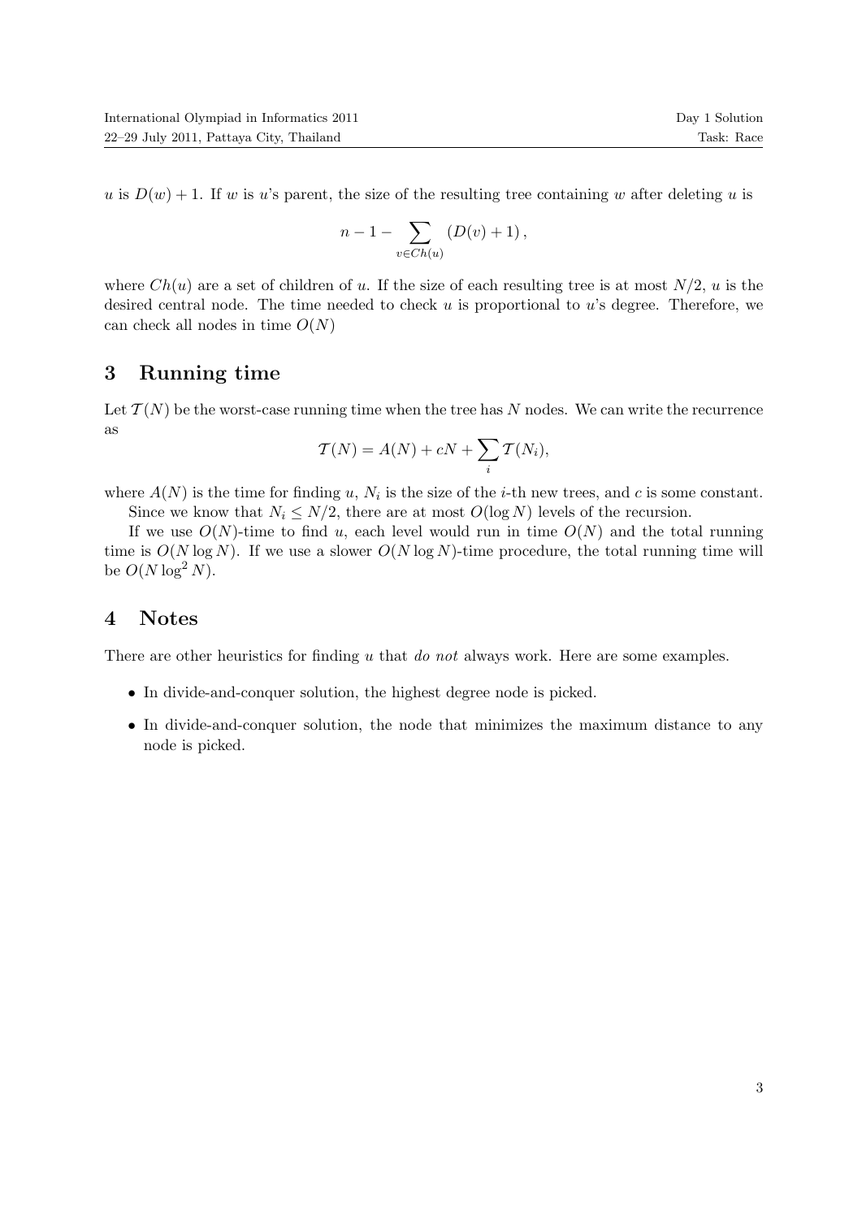$u$ is $D(w) + 1$. If $w$ is $u$'s parent, the size of the resulting tree containing $w$ after deleting $u$ is

$$n - 1 - \sum_{v \in Ch(u)} (D(v) + 1),$$

where $Ch(u)$ are a set of children of $u$. If the size of each resulting tree is at most $N/2$, $u$ is the desired central node. The time needed to check $u$ is proportional to $u$'s degree. Therefore, we can check all nodes in time $O(N)$

## 3 Running time

Let $\mathcal{T}(N)$ be the worst-case running time when the tree has $N$ nodes. We can write the recurrence as

$$\mathcal{T}(N) = A(N) + cN + \sum_i \mathcal{T}(N_i),$$

where $A(N)$ is the time for finding $u$, $N_i$ is the size of the $i$-th new trees, and $c$ is some constant.

Since we know that $N_i \leq N/2$, there are at most $O(\log N)$ levels of the recursion.

If we use $O(N)$-time to find $u$, each level would run in time $O(N)$ and the total running time is $O(N \log N)$. If we use a slower $O(N \log N)$-time procedure, the total running time will be $O(N \log^2 N)$.

## 4 Notes

There are other heuristics for finding $u$ that *do not* always work. Here are some examples.

- In divide-and-conquer solution, the highest degree node is picked.
- In divide-and-conquer solution, the node that minimizes the maximum distance to any node is picked.